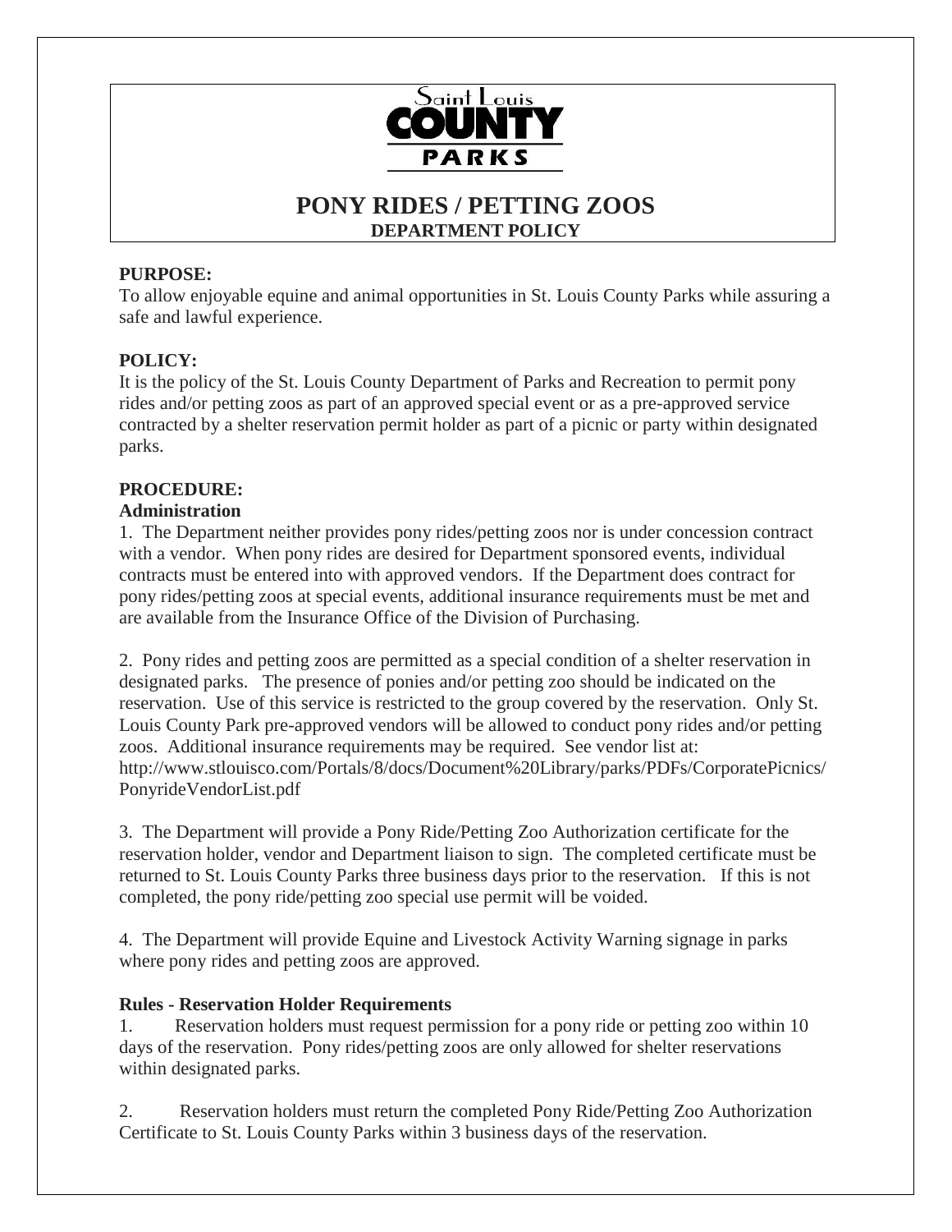Saint Louis COUNTY PARKS

# PONY RIDES / PETTING ZOOS

## DEPARTMENT POLICY

**PURPOSE:**
To allow enjoyable equine and animal opportunities in St. Louis County Parks while assuring a safe and lawful experience.

**POLICY:**
It is the policy of the St. Louis County Department of Parks and Recreation to permit pony rides and/or petting zoos as part of an approved special event or as a pre-approved service contracted by a shelter reservation permit holder as part of a picnic or party within designated parks.

**PROCEDURE:**

**Administration**

1. The Department neither provides pony rides/petting zoos nor is under concession contract with a vendor. When pony rides are desired for Department sponsored events, individual contracts must be entered into with approved vendors. If the Department does contract for pony rides/petting zoos at special events, additional insurance requirements must be met and are available from the Insurance Office of the Division of Purchasing.

2. Pony rides and petting zoos are permitted as a special condition of a shelter reservation in designated parks. The presence of ponies and/or petting zoo should be indicated on the reservation. Use of this service is restricted to the group covered by the reservation. Only St. Louis County Park pre-approved vendors will be allowed to conduct pony rides and/or petting zoos. Additional insurance requirements may be required. See vendor list at: http://www.stlouisco.com/Portals/8/docs/Document%20Library/parks/PDFs/CorporatePicnics/PonyrideVendorList.pdf

3. The Department will provide a Pony Ride/Petting Zoo Authorization certificate for the reservation holder, vendor and Department liaison to sign. The completed certificate must be returned to St. Louis County Parks three business days prior to the reservation. If this is not completed, the pony ride/petting zoo special use permit will be voided.

4. The Department will provide Equine and Livestock Activity Warning signage in parks where pony rides and petting zoos are approved.

**Rules - Reservation Holder Requirements**

1. Reservation holders must request permission for a pony ride or petting zoo within 10 days of the reservation. Pony rides/petting zoos are only allowed for shelter reservations within designated parks.

2. Reservation holders must return the completed Pony Ride/Petting Zoo Authorization Certificate to St. Louis County Parks within 3 business days of the reservation.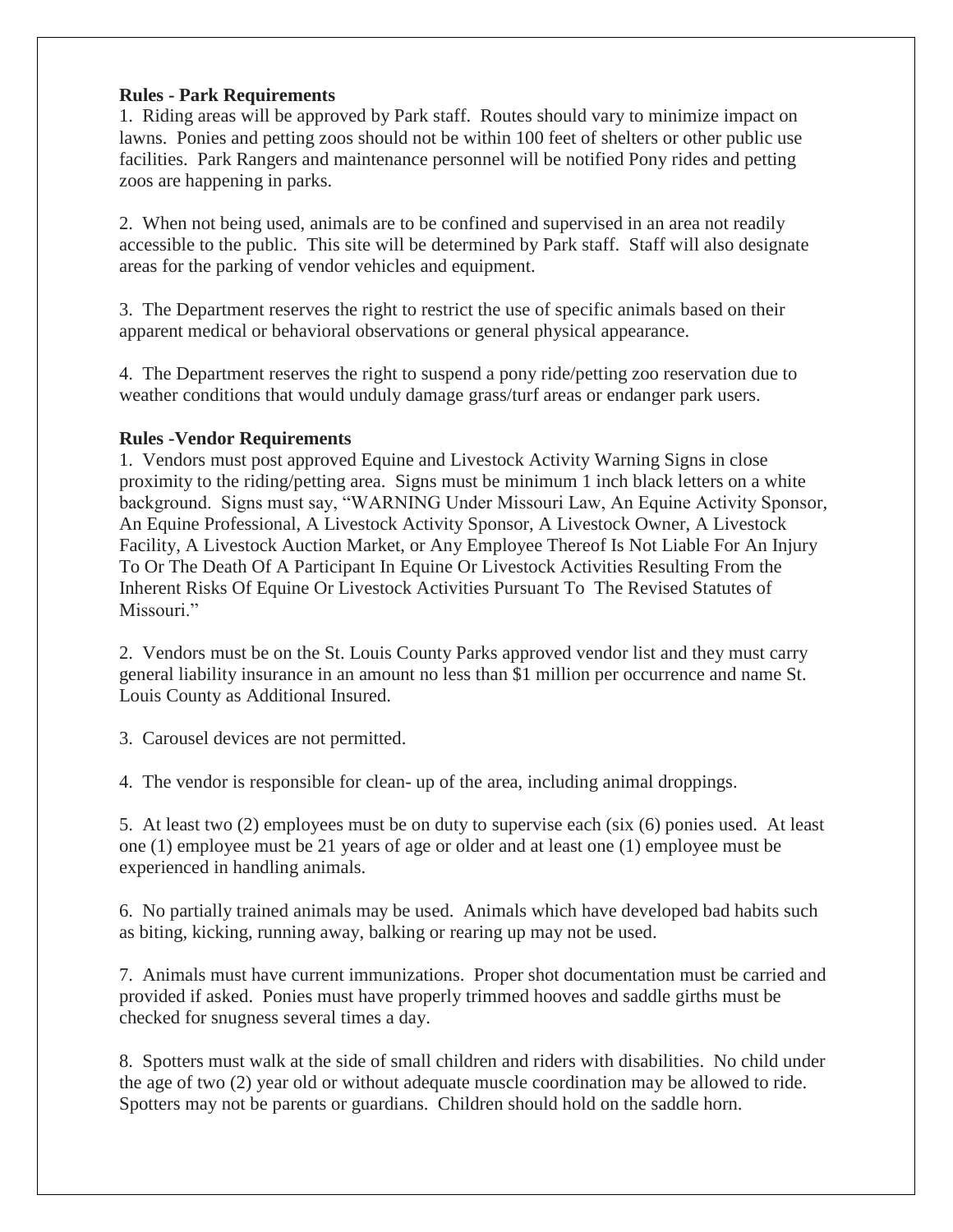**Rules - Park Requirements**

1. Riding areas will be approved by Park staff. Routes should vary to minimize impact on lawns. Ponies and petting zoos should not be within 100 feet of shelters or other public use facilities. Park Rangers and maintenance personnel will be notified Pony rides and petting zoos are happening in parks.

2. When not being used, animals are to be confined and supervised in an area not readily accessible to the public. This site will be determined by Park staff. Staff will also designate areas for the parking of vendor vehicles and equipment.

3. The Department reserves the right to restrict the use of specific animals based on their apparent medical or behavioral observations or general physical appearance.

4. The Department reserves the right to suspend a pony ride/petting zoo reservation due to weather conditions that would unduly damage grass/turf areas or endanger park users.

**Rules -Vendor Requirements**

1. Vendors must post approved Equine and Livestock Activity Warning Signs in close proximity to the riding/petting area. Signs must be minimum 1 inch black letters on a white background. Signs must say, "WARNING Under Missouri Law, An Equine Activity Sponsor, An Equine Professional, A Livestock Activity Sponsor, A Livestock Owner, A Livestock Facility, A Livestock Auction Market, or Any Employee Thereof Is Not Liable For An Injury To Or The Death Of A Participant In Equine Or Livestock Activities Resulting From the Inherent Risks Of Equine Or Livestock Activities Pursuant To The Revised Statutes of Missouri."

2. Vendors must be on the St. Louis County Parks approved vendor list and they must carry general liability insurance in an amount no less than $1 million per occurrence and name St. Louis County as Additional Insured.

3. Carousel devices are not permitted.

4. The vendor is responsible for clean- up of the area, including animal droppings.

5. At least two (2) employees must be on duty to supervise each (six (6) ponies used. At least one (1) employee must be 21 years of age or older and at least one (1) employee must be experienced in handling animals.

6. No partially trained animals may be used. Animals which have developed bad habits such as biting, kicking, running away, balking or rearing up may not be used.

7. Animals must have current immunizations. Proper shot documentation must be carried and provided if asked. Ponies must have properly trimmed hooves and saddle girths must be checked for snugness several times a day.

8. Spotters must walk at the side of small children and riders with disabilities. No child under the age of two (2) year old or without adequate muscle coordination may be allowed to ride. Spotters may not be parents or guardians. Children should hold on the saddle horn.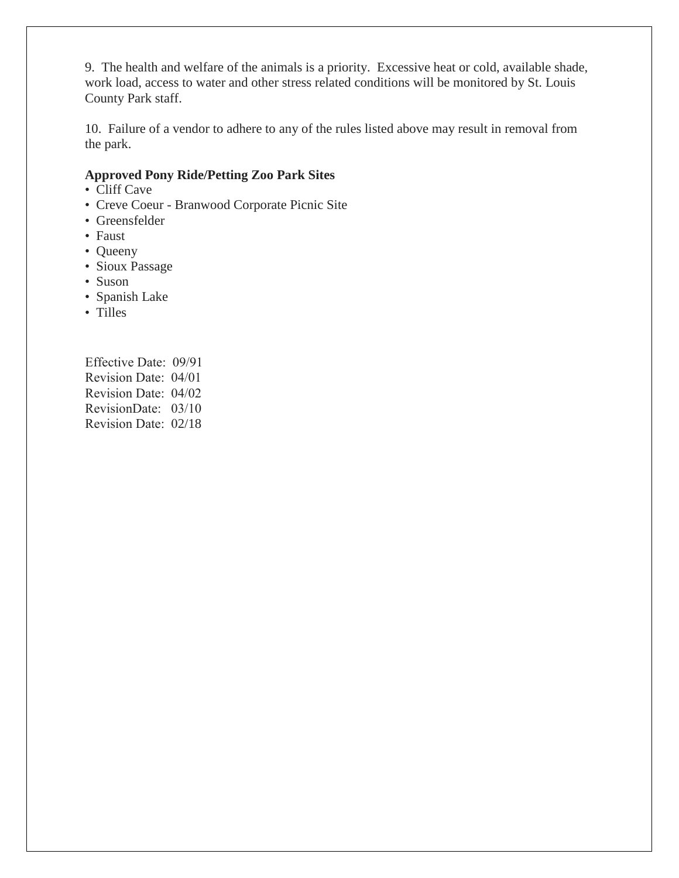9. The health and welfare of the animals is a priority. Excessive heat or cold, available shade, work load, access to water and other stress related conditions will be monitored by St. Louis County Park staff.

10. Failure of a vendor to adhere to any of the rules listed above may result in removal from the park.

**Approved Pony Ride/Petting Zoo Park Sites**

- Cliff Cave
- Creve Coeur - Branwood Corporate Picnic Site
- Greensfelder
- Faust
- Queeny
- Sioux Passage
- Suson
- Spanish Lake
- Tilles

Effective Date: 09/91
Revision Date: 04/01
Revision Date: 04/02
RevisionDate: 03/10
Revision Date: 02/18